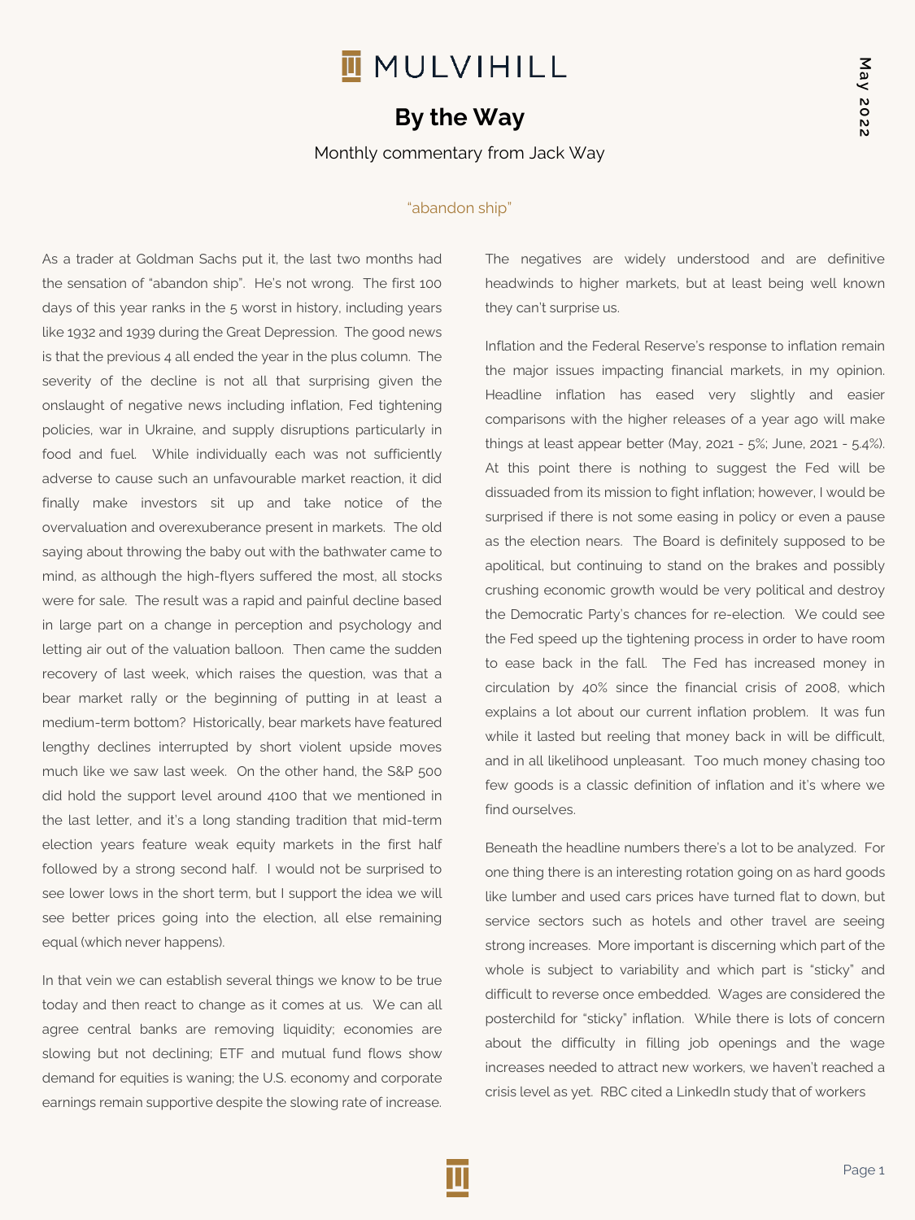# MULVIHILL

## By the Way

Monthly commentary from Jack Way

May 2022

"abandon ship"

As a trader at Goldman Sachs put it, the last two months had the sensation of "abandon ship". He's not wrong. The first 100 days of this year ranks in the 5 worst in history, including years like 1932 and 1939 during the Great Depression. The good news is that the previous 4 all ended the year in the plus column. The severity of the decline is not all that surprising given the onslaught of negative news including inflation, Fed tightening policies, war in Ukraine, and supply disruptions particularly in food and fuel. While individually each was not sufficiently adverse to cause such an unfavourable market reaction, it did finally make investors sit up and take notice of the overvaluation and overexuberance present in markets. The old saying about throwing the baby out with the bathwater came to mind, as although the high-flyers suffered the most, all stocks were for sale. The result was a rapid and painful decline based in large part on a change in perception and psychology and letting air out of the valuation balloon. Then came the sudden recovery of last week, which raises the question, was that a bear market rally or the beginning of putting in at least a medium-term bottom? Historically, bear markets have featured lengthy declines interrupted by short violent upside moves much like we saw last week. On the other hand, the S&P 500 did hold the support level around 4100 that we mentioned in the last letter, and it's a long standing tradition that mid-term election years feature weak equity markets in the first half followed by a strong second half. I would not be surprised to see lower lows in the short term, but I support the idea we will see better prices going into the election, all else remaining equal (which never happens).

In that vein we can establish several things we know to be true today and then react to change as it comes at us. We can all agree central banks are removing liquidity; economies are slowing but not declining; ETF and mutual fund flows show demand for equities is waning; the U.S. economy and corporate earnings remain supportive despite the slowing rate of increase. The negatives are widely understood and are definitive headwinds to higher markets, but at least being well known they can't surprise us.

Inflation and the Federal Reserve's response to inflation remain the major issues impacting financial markets, in my opinion. Headline inflation has eased very slightly and easier comparisons with the higher releases of a year ago will make things at least appear better (May, 2021 - 5%; June, 2021 - 5.4%). At this point there is nothing to suggest the Fed will be dissuaded from its mission to fight inflation; however, I would be surprised if there is not some easing in policy or even a pause as the election nears. The Board is definitely supposed to be apolitical, but continuing to stand on the brakes and possibly crushing economic growth would be very political and destroy the Democratic Party's chances for re-election. We could see the Fed speed up the tightening process in order to have room to ease back in the fall. The Fed has increased money in circulation by 40% since the financial crisis of 2008, which explains a lot about our current inflation problem. It was fun while it lasted but reeling that money back in will be difficult, and in all likelihood unpleasant. Too much money chasing too few goods is a classic definition of inflation and it's where we find ourselves.

Beneath the headline numbers there's a lot to be analyzed. For one thing there is an interesting rotation going on as hard goods like lumber and used cars prices have turned flat to down, but service sectors such as hotels and other travel are seeing strong increases. More important is discerning which part of the whole is subject to variability and which part is "sticky" and difficult to reverse once embedded. Wages are considered the posterchild for "sticky" inflation. While there is lots of concern about the difficulty in filling job openings and the wage increases needed to attract new workers, we haven't reached a crisis level as yet. RBC cited a LinkedIn study that of workers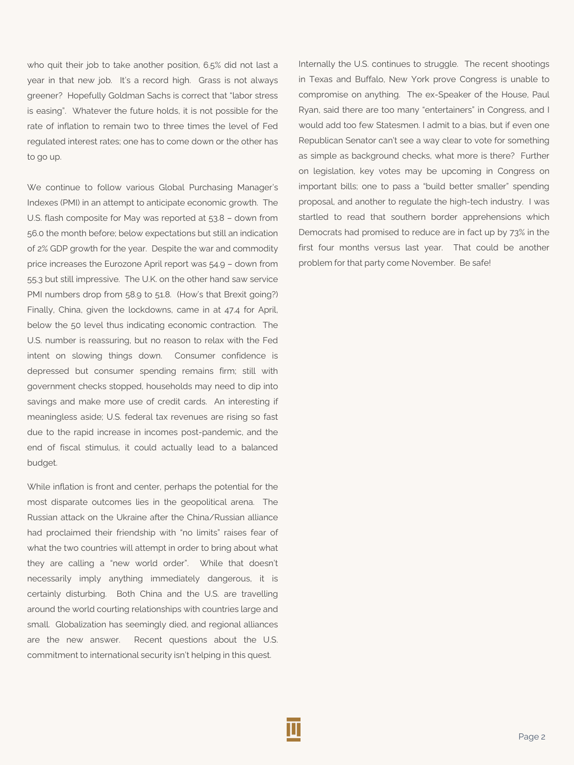who quit their job to take another position, 6.5% did not last a year in that new job. It's a record high. Grass is not always greener? Hopefully Goldman Sachs is correct that "labor stress is easing". Whatever the future holds, it is not possible for the rate of inflation to remain two to three times the level of Fed regulated interest rates; one has to come down or the other has to go up.

We continue to follow various Global Purchasing Manager's Indexes (PMI) in an attempt to anticipate economic growth. The U.S. flash composite for May was reported at 53.8 – down from 56.0 the month before; below expectations but still an indication of 2% GDP growth for the year. Despite the war and commodity price increases the Eurozone April report was 54.9 – down from 55.3 but still impressive. The U.K. on the other hand saw service PMI numbers drop from 58.9 to 51.8. (How's that Brexit going?) Finally, China, given the lockdowns, came in at 47.4 for April, below the 50 level thus indicating economic contraction. The U.S. number is reassuring, but no reason to relax with the Fed intent on slowing things down. Consumer confidence is depressed but consumer spending remains firm; still with government checks stopped, households may need to dip into savings and make more use of credit cards. An interesting if meaningless aside; U.S. federal tax revenues are rising so fast due to the rapid increase in incomes post-pandemic, and the end of fiscal stimulus, it could actually lead to a balanced budget.

While inflation is front and center, perhaps the potential for the most disparate outcomes lies in the geopolitical arena. The Russian attack on the Ukraine after the China/Russian alliance had proclaimed their friendship with "no limits" raises fear of what the two countries will attempt in order to bring about what they are calling a "new world order". While that doesn't necessarily imply anything immediately dangerous, it is certainly disturbing. Both China and the U.S. are travelling around the world courting relationships with countries large and small. Globalization has seemingly died, and regional alliances are the new answer. Recent questions about the U.S. commitment to international security isn't helping in this quest.

Internally the U.S. continues to struggle. The recent shootings in Texas and Buffalo, New York prove Congress is unable to compromise on anything. The ex-Speaker of the House, Paul Ryan, said there are too many "entertainers" in Congress, and I would add too few Statesmen. I admit to a bias, but if even one Republican Senator can't see a way clear to vote for something as simple as background checks, what more is there? Further on legislation, key votes may be upcoming in Congress on important bills; one to pass a "build better smaller" spending proposal, and another to regulate the high-tech industry. I was startled to read that southern border apprehensions which Democrats had promised to reduce are in fact up by 73% in the first four months versus last year. That could be another problem for that party come November. Be safe!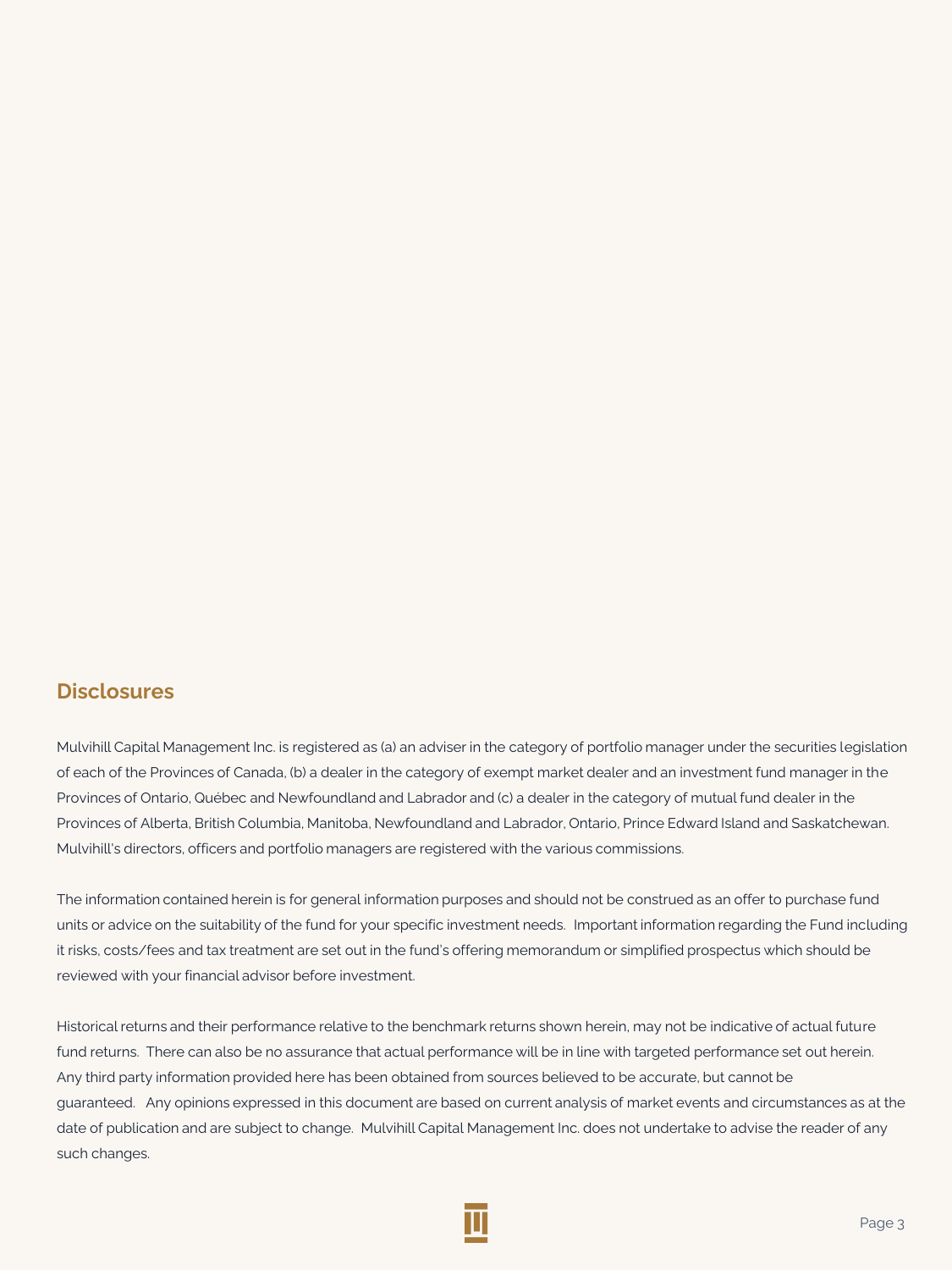## Disclosures

Mulvihill Capital Management Inc. is registered as (a) an adviser in the category of portfolio manager under the securities legislation of each of the Provinces of Canada, (b) a dealer in the category of exempt market dealer and an investment fund manager in the Provinces of Ontario, Québec and Newfoundland and Labrador and (c) a dealer in the category of mutual fund dealer in the Provinces of Alberta, British Columbia, Manitoba, Newfoundland and Labrador, Ontario, Prince Edward Island and Saskatchewan. Mulvihill's directors, officers and portfolio managers are registered with the various commissions.

The information contained herein is for general information purposes and should not be construed as an offer to purchase fund units or advice on the suitability of the fund for your specific investment needs. Important information regarding the Fund including it risks, costs/fees and tax treatment are set out in the fund's offering memorandum or simplified prospectus which should be reviewed with your financial advisor before investment.

Historical returns and their performance relative to the benchmark returns shown herein, may not be indicative of actual future fund returns. There can also be no assurance that actual performance will be in line with targeted performance set out herein. Any third party information provided here has been obtained from sources believed to be accurate, but cannot be guaranteed. Any opinions expressed in this document are based on current analysis of market events and circumstances as at the date of publication and are subject to change. Mulvihill Capital Management Inc. does not undertake to advise the reader of any such changes.